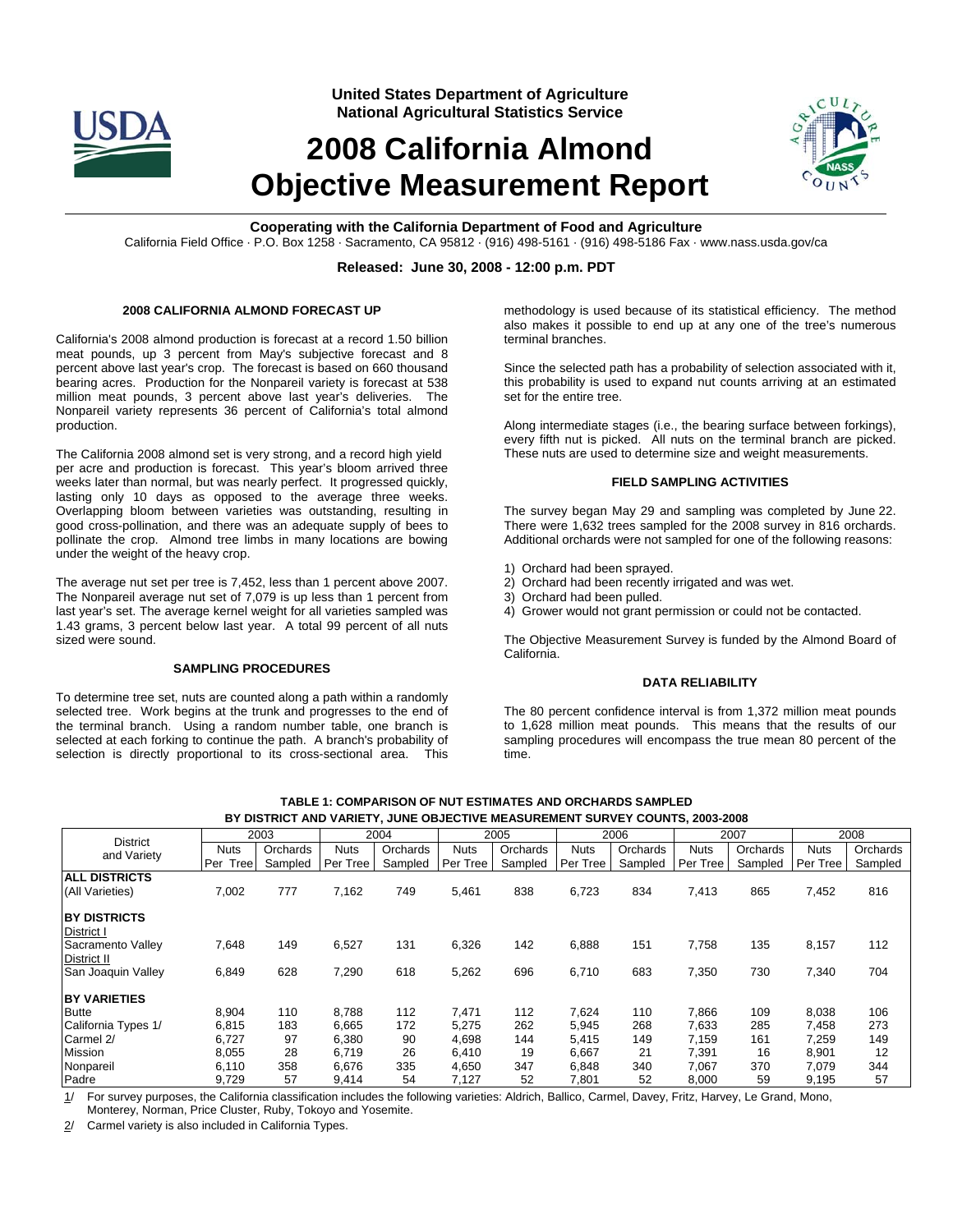**United States Department of Agriculture**
**National Agricultural Statistics Service**

# 2008 California Almond Objective Measurement Report

**Cooperating with the California Department of Food and Agriculture**

California Field Office · P.O. Box 1258 · Sacramento, CA 95812 · (916) 498-5161 · (916) 498-5186 Fax · www.nass.usda.gov/ca

**Released: June 30, 2008 - 12:00 p.m. PDT**

## 2008 CALIFORNIA ALMOND FORECAST UP

California's 2008 almond production is forecast at a record 1.50 billion meat pounds, up 3 percent from May's subjective forecast and 8 percent above last year's crop. The forecast is based on 660 thousand bearing acres. Production for the Nonpareil variety is forecast at 538 million meat pounds, 3 percent above last year's deliveries. The Nonpareil variety represents 36 percent of California's total almond production.

The California 2008 almond set is very strong, and a record high yield per acre and production is forecast. This year's bloom arrived three weeks later than normal, but was nearly perfect. It progressed quickly, lasting only 10 days as opposed to the average three weeks. Overlapping bloom between varieties was outstanding, resulting in good cross-pollination, and there was an adequate supply of bees to pollinate the crop. Almond tree limbs in many locations are bowing under the weight of the heavy crop.

The average nut set per tree is 7,452, less than 1 percent above 2007. The Nonpareil average nut set of 7,079 is up less than 1 percent from last year's set. The average kernel weight for all varieties sampled was 1.43 grams, 3 percent below last year. A total 99 percent of all nuts sized were sound.

## SAMPLING PROCEDURES

To determine tree set, nuts are counted along a path within a randomly selected tree. Work begins at the trunk and progresses to the end of the terminal branch. Using a random number table, one branch is selected at each forking to continue the path. A branch's probability of selection is directly proportional to its cross-sectional area. This methodology is used because of its statistical efficiency. The method also makes it possible to end up at any one of the tree's numerous terminal branches.

Since the selected path has a probability of selection associated with it, this probability is used to expand nut counts arriving at an estimated set for the entire tree.

Along intermediate stages (i.e., the bearing surface between forkings), every fifth nut is picked. All nuts on the terminal branch are picked. These nuts are used to determine size and weight measurements.

## FIELD SAMPLING ACTIVITIES

The survey began May 29 and sampling was completed by June 22. There were 1,632 trees sampled for the 2008 survey in 816 orchards. Additional orchards were not sampled for one of the following reasons:

1) Orchard had been sprayed.
2) Orchard had been recently irrigated and was wet.
3) Orchard had been pulled.
4) Grower would not grant permission or could not be contacted.

The Objective Measurement Survey is funded by the Almond Board of California.

## DATA RELIABILITY

The 80 percent confidence interval is from 1,372 million meat pounds to 1,628 million meat pounds. This means that the results of our sampling procedures will encompass the true mean 80 percent of the time.

**TABLE 1: COMPARISON OF NUT ESTIMATES AND ORCHARDS SAMPLED BY DISTRICT AND VARIETY, JUNE OBJECTIVE MEASUREMENT SURVEY COUNTS, 2003-2008**

| District and Variety | 2003 | | 2004 | | 2005 | | 2006 | | 2007 | | 2008 | |
|---|---|---|---|---|---|---|---|---|---|---|---|---|
| | Nuts Per Tree | Orchards Sampled | Nuts Per Tree | Orchards Sampled | Nuts Per Tree | Orchards Sampled | Nuts Per Tree | Orchards Sampled | Nuts Per Tree | Orchards Sampled | Nuts Per Tree | Orchards Sampled |
| **ALL DISTRICTS** | | | | | | | | | | | | |
| (All Varieties) | 7,002 | 777 | 7,162 | 749 | 5,461 | 838 | 6,723 | 834 | 7,413 | 865 | 7,452 | 816 |
| **BY DISTRICTS** | | | | | | | | | | | | |
| District I | | | | | | | | | | | | |
| Sacramento Valley | 7,648 | 149 | 6,527 | 131 | 6,326 | 142 | 6,888 | 151 | 7,758 | 135 | 8,157 | 112 |
| District II | | | | | | | | | | | | |
| San Joaquin Valley | 6,849 | 628 | 7,290 | 618 | 5,262 | 696 | 6,710 | 683 | 7,350 | 730 | 7,340 | 704 |
| **BY VARIETIES** | | | | | | | | | | | | |
| Butte | 8,904 | 110 | 8,788 | 112 | 7,471 | 112 | 7,624 | 110 | 7,866 | 109 | 8,038 | 106 |
| California Types 1/ | 6,815 | 183 | 6,665 | 172 | 5,275 | 262 | 5,945 | 268 | 7,633 | 285 | 7,458 | 273 |
| Carmel 2/ | 6,727 | 97 | 6,380 | 90 | 4,698 | 144 | 5,415 | 149 | 7,159 | 161 | 7,259 | 149 |
| Mission | 8,055 | 28 | 6,719 | 26 | 6,410 | 19 | 6,667 | 21 | 7,391 | 16 | 8,901 | 12 |
| Nonpareil | 6,110 | 358 | 6,676 | 335 | 4,650 | 347 | 6,848 | 340 | 7,067 | 370 | 7,079 | 344 |
| Padre | 9,729 | 57 | 9,414 | 54 | 7,127 | 52 | 7,801 | 52 | 8,000 | 59 | 9,195 | 57 |

1/ For survey purposes, the California classification includes the following varieties: Aldrich, Ballico, Carmel, Davey, Fritz, Harvey, Le Grand, Mono, Monterey, Norman, Price Cluster, Ruby, Tokoyo and Yosemite.

2/ Carmel variety is also included in California Types.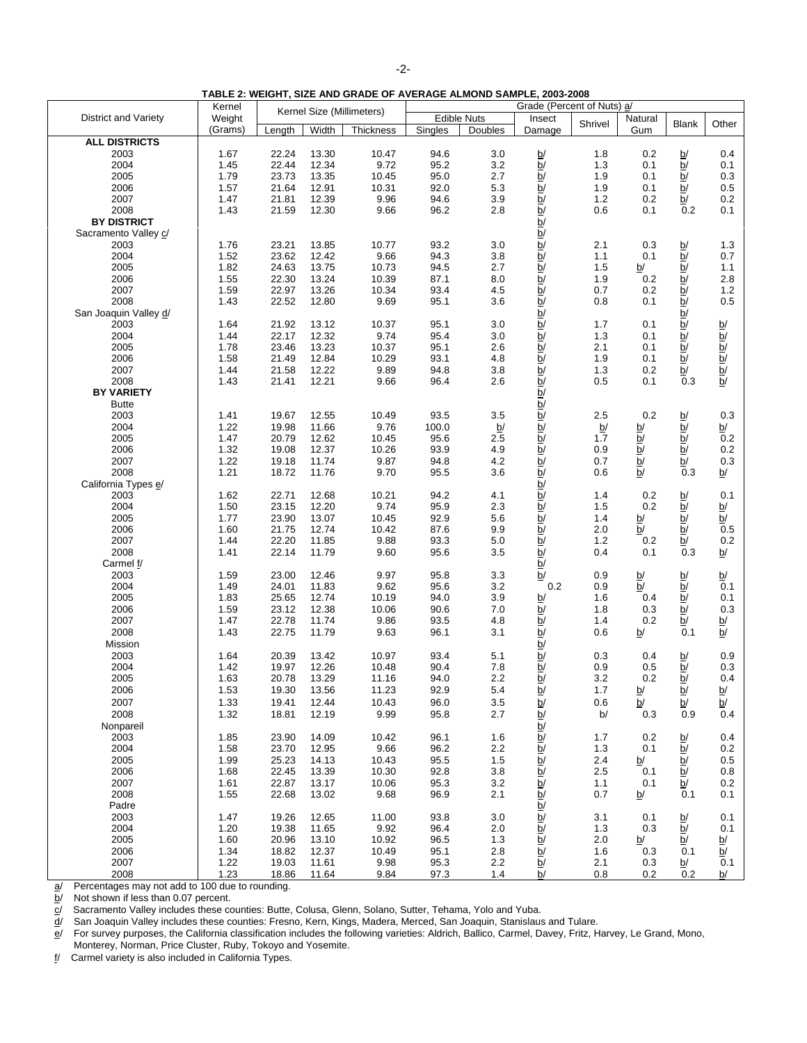**TABLE 2: WEIGHT, SIZE AND GRADE OF AVERAGE ALMOND SAMPLE, 2003-2008**

| District and Variety | Kernel Weight (Grams) | Kernel Size (Millimeters) | | | Grade (Percent of Nuts) a/ | | | | | | |
|---|---|---|---|---|---|---|---|---|---|---|---|
| | | Length | Width | Thickness | Edible Nuts | | Insect Damage | Shrivel | Natural Gum | Blank | Other |
| | | | | | Singles | Doubles | | | | | |
| **ALL DISTRICTS** | | | | | | | | | | | |
| 2003 | 1.67 | 22.24 | 13.30 | 10.47 | 94.6 | 3.0 | b/ | 1.8 | 0.2 | b/ | 0.4 |
| 2004 | 1.45 | 22.44 | 12.34 | 9.72 | 95.2 | 3.2 | b/ | 1.3 | 0.1 | b/ | 0.1 |
| 2005 | 1.79 | 23.73 | 13.35 | 10.45 | 95.0 | 2.7 | b/ | 1.9 | 0.1 | b/ | 0.3 |
| 2006 | 1.57 | 21.64 | 12.91 | 10.31 | 92.0 | 5.3 | b/ | 1.9 | 0.1 | b/ | 0.5 |
| 2007 | 1.47 | 21.81 | 12.39 | 9.96 | 94.6 | 3.9 | b/ | 1.2 | 0.2 | b/ | 0.2 |
| 2008 | 1.43 | 21.59 | 12.30 | 9.66 | 96.2 | 2.8 | b/ | 0.6 | 0.1 | 0.2 | 0.1 |
| **BY DISTRICT** | | | | | | | b/ | | | | |
| Sacramento Valley c/ | | | | | | | b/ | | | | |
| 2003 | 1.76 | 23.21 | 13.85 | 10.77 | 93.2 | 3.0 | b/ | 2.1 | 0.3 | b/ | 1.3 |
| 2004 | 1.52 | 23.62 | 12.42 | 9.66 | 94.3 | 3.8 | b/ | 1.1 | 0.1 | b/ | 0.7 |
| 2005 | 1.82 | 24.63 | 13.75 | 10.73 | 94.5 | 2.7 | b/ | 1.5 | b/ | b/ | 1.1 |
| 2006 | 1.55 | 22.30 | 13.24 | 10.39 | 87.1 | 8.0 | b/ | 1.9 | 0.2 | b/ | 2.8 |
| 2007 | 1.59 | 22.97 | 13.26 | 10.34 | 93.4 | 4.5 | b/ | 0.7 | 0.2 | b/ | 1.2 |
| 2008 | 1.43 | 22.52 | 12.80 | 9.69 | 95.1 | 3.6 | b/ | 0.8 | 0.1 | b/ | 0.5 |
| San Joaquin Valley d/ | | | | | | | b/ | | | b/ | |
| 2003 | 1.64 | 21.92 | 13.12 | 10.37 | 95.1 | 3.0 | b/ | 1.7 | 0.1 | b/ | b/ |
| 2004 | 1.44 | 22.17 | 12.32 | 9.74 | 95.4 | 3.0 | b/ | 1.3 | 0.1 | b/ | b/ |
| 2005 | 1.78 | 23.46 | 13.23 | 10.37 | 95.1 | 2.6 | b/ | 2.1 | 0.1 | b/ | b/ |
| 2006 | 1.58 | 21.49 | 12.84 | 10.29 | 93.1 | 4.8 | b/ | 1.9 | 0.1 | b/ | b/ |
| 2007 | 1.44 | 21.58 | 12.22 | 9.89 | 94.8 | 3.8 | b/ | 1.3 | 0.2 | b/ | b/ |
| 2008 | 1.43 | 21.41 | 12.21 | 9.66 | 96.4 | 2.6 | b/ | 0.5 | 0.1 | 0.3 | b/ |
| **BY VARIETY** | | | | | | | b/ | | | | |
| Butte | | | | | | | b/ | | | | |
| 2003 | 1.41 | 19.67 | 12.55 | 10.49 | 93.5 | 3.5 | b/ | 2.5 | 0.2 | b/ | 0.3 |
| 2004 | 1.22 | 19.98 | 11.66 | 9.76 | 100.0 | b/ | b/ | b/ | b/ | b/ | b/ |
| 2005 | 1.47 | 20.79 | 12.62 | 10.45 | 95.6 | 2.5 | b/ | 1.7 | b/ | b/ | 0.2 |
| 2006 | 1.32 | 19.08 | 12.37 | 10.26 | 93.9 | 4.9 | b/ | 0.9 | b/ | b/ | 0.2 |
| 2007 | 1.22 | 19.18 | 11.74 | 9.87 | 94.8 | 4.2 | b/ | 0.7 | b/ | b/ | 0.3 |
| 2008 | 1.21 | 18.72 | 11.76 | 9.70 | 95.5 | 3.6 | b/ | 0.6 | b/ | 0.3 | b/ |
| California Types e/ | | | | | | | b/ | | | | |
| 2003 | 1.62 | 22.71 | 12.68 | 10.21 | 94.2 | 4.1 | b/ | 1.4 | 0.2 | b/ | 0.1 |
| 2004 | 1.50 | 23.15 | 12.20 | 9.74 | 95.9 | 2.3 | b/ | 1.5 | 0.2 | b/ | b/ |
| 2005 | 1.77 | 23.90 | 13.07 | 10.45 | 92.9 | 5.6 | b/ | 1.4 | b/ | b/ | b/ |
| 2006 | 1.60 | 21.75 | 12.74 | 10.42 | 87.6 | 9.9 | b/ | 2.0 | b/ | b/ | 0.5 |
| 2007 | 1.44 | 22.20 | 11.85 | 9.88 | 93.3 | 5.0 | b/ | 1.2 | 0.2 | b/ | 0.2 |
| 2008 | 1.41 | 22.14 | 11.79 | 9.60 | 95.6 | 3.5 | b/ | 0.4 | 0.1 | 0.3 | b/ |
| Carmel f/ | | | | | | | b/ | | | | |
| 2003 | 1.59 | 23.00 | 12.46 | 9.97 | 95.8 | 3.3 | b/ | 0.9 | b/ | b/ | b/ |
| 2004 | 1.49 | 24.01 | 11.83 | 9.62 | 95.6 | 3.2 | 0.2 | 0.9 | b/ | b/ | 0.1 |
| 2005 | 1.83 | 25.65 | 12.74 | 10.19 | 94.0 | 3.9 | b/ | 1.6 | 0.4 | b/ | 0.1 |
| 2006 | 1.59 | 23.12 | 12.38 | 10.06 | 90.6 | 7.0 | b/ | 1.8 | 0.3 | b/ | 0.3 |
| 2007 | 1.47 | 22.78 | 11.74 | 9.86 | 93.5 | 4.8 | b/ | 1.4 | 0.2 | b/ | b/ |
| 2008 | 1.43 | 22.75 | 11.79 | 9.63 | 96.1 | 3.1 | b/ | 0.6 | b/ | 0.1 | b/ |
| Mission | | | | | | | b/ | | | | |
| 2003 | 1.64 | 20.39 | 13.42 | 10.97 | 93.4 | 5.1 | b/ | 0.3 | 0.4 | b/ | 0.9 |
| 2004 | 1.42 | 19.97 | 12.26 | 10.48 | 90.4 | 7.8 | b/ | 0.9 | 0.5 | b/ | 0.3 |
| 2005 | 1.63 | 20.78 | 13.29 | 11.16 | 94.0 | 2.2 | b/ | 3.2 | 0.2 | b/ | 0.4 |
| 2006 | 1.53 | 19.30 | 13.56 | 11.23 | 92.9 | 5.4 | b/ | 1.7 | b/ | b/ | b/ |
| 2007 | 1.33 | 19.41 | 12.44 | 10.43 | 96.0 | 3.5 | b/ | 0.6 | b/ | b/ | b/ |
| 2008 | 1.32 | 18.81 | 12.19 | 9.99 | 95.8 | 2.7 | b/ | b/ | 0.3 | 0.9 | 0.4 |
| Nonpareil | | | | | | | b/ | | | | |
| 2003 | 1.85 | 23.90 | 14.09 | 10.42 | 96.1 | 1.6 | b/ | 1.7 | 0.2 | b/ | 0.4 |
| 2004 | 1.58 | 23.70 | 12.95 | 9.66 | 96.2 | 2.2 | b/ | 1.3 | 0.1 | b/ | 0.2 |
| 2005 | 1.99 | 25.23 | 14.13 | 10.43 | 95.5 | 1.5 | b/ | 2.4 | b/ | b/ | 0.5 |
| 2006 | 1.68 | 22.45 | 13.39 | 10.30 | 92.8 | 3.8 | b/ | 2.5 | 0.1 | b/ | 0.8 |
| 2007 | 1.61 | 22.87 | 13.17 | 10.06 | 95.3 | 3.2 | b/ | 1.1 | 0.1 | b/ | 0.2 |
| 2008 | 1.55 | 22.68 | 13.02 | 9.68 | 96.9 | 2.1 | b/ | 0.7 | b/ | 0.1 | 0.1 |
| Padre | | | | | | | b/ | | | | |
| 2003 | 1.47 | 19.26 | 12.65 | 11.00 | 93.8 | 3.0 | b/ | 3.1 | 0.1 | b/ | 0.1 |
| 2004 | 1.20 | 19.38 | 11.65 | 9.92 | 96.4 | 2.0 | b/ | 1.3 | 0.3 | b/ | 0.1 |
| 2005 | 1.60 | 20.96 | 13.10 | 10.92 | 96.5 | 1.3 | b/ | 2.0 | b/ | b/ | b/ |
| 2006 | 1.34 | 18.82 | 12.37 | 10.49 | 95.1 | 2.8 | b/ | 1.6 | 0.3 | 0.1 | b/ |
| 2007 | 1.22 | 19.03 | 11.61 | 9.98 | 95.3 | 2.2 | b/ | 2.1 | 0.3 | b/ | 0.1 |
| 2008 | 1.23 | 18.86 | 11.64 | 9.84 | 97.3 | 1.4 | b/ | 0.8 | 0.2 | 0.2 | b/ |

a/ Percentages may not add to 100 due to rounding.

b/ Not shown if less than 0.07 percent.

c/ Sacramento Valley includes these counties: Butte, Colusa, Glenn, Solano, Sutter, Tehama, Yolo and Yuba.

d/ San Joaquin Valley includes these counties: Fresno, Kern, Kings, Madera, Merced, San Joaquin, Stanislaus and Tulare.

e/ For survey purposes, the California classification includes the following varieties: Aldrich, Ballico, Carmel, Davey, Fritz, Harvey, Le Grand, Mono, Monterey, Norman, Price Cluster, Ruby, Tokoyo and Yosemite.

f/ Carmel variety is also included in California Types.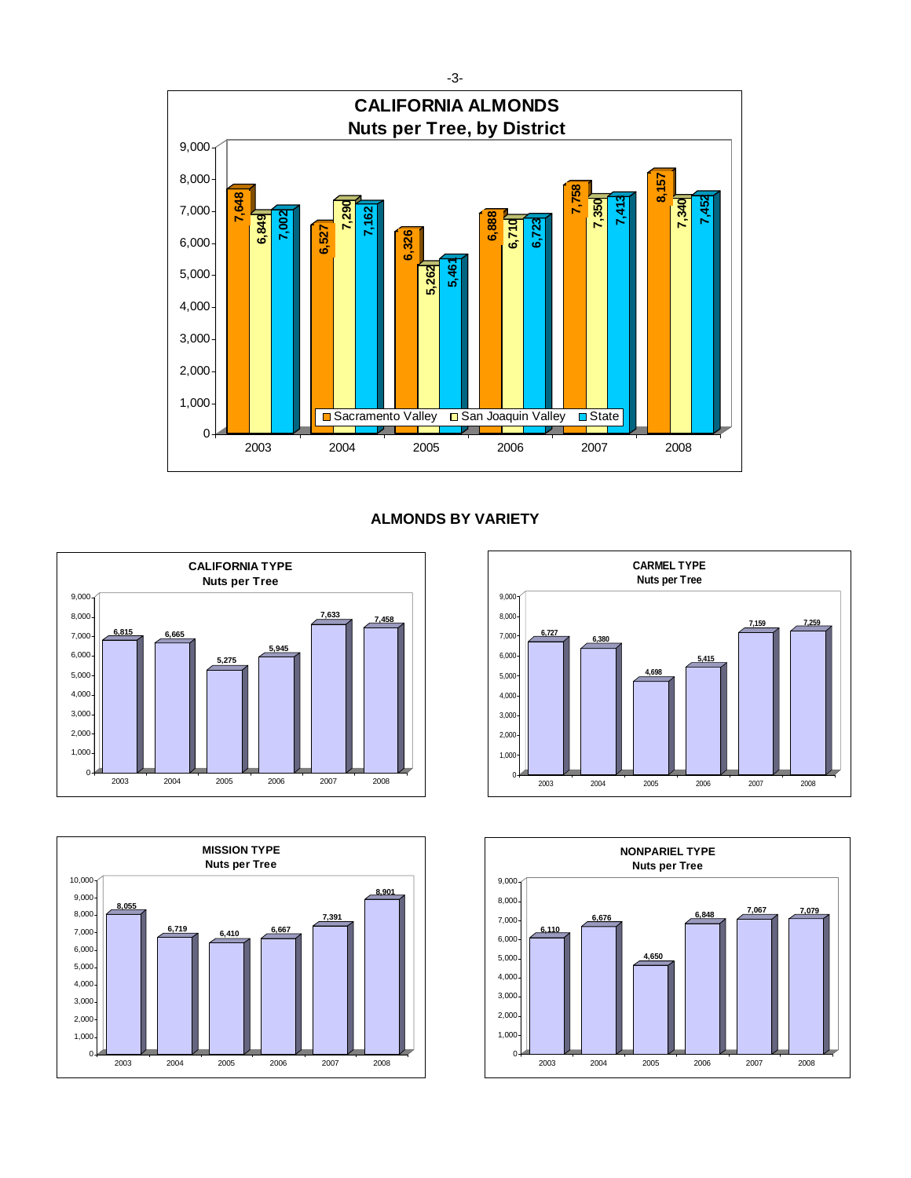## CALIFORNIA ALMONDS
### Nuts per Tree, by District

| Year | Sacramento Valley | San Joaquin Valley | State |
|---|---|---|---|
| 2003 | 7,648 | 6,849 | 7,002 |
| 2004 | 6,527 | 7,290 | 7,162 |
| 2005 | 6,326 | 5,262 | 5,461 |
| 2006 | 6,888 | 6,710 | 6,723 |
| 2007 | 7,758 | 7,350 | 7,413 |
| 2008 | 8,157 | 7,340 | 7,452 |

## ALMONDS BY VARIETY

### CALIFORNIA TYPE
Nuts per Tree

| 2003 | 2004 | 2005 | 2006 | 2007 | 2008 |
|---|---|---|---|---|---|
| 6,815 | 6,665 | 5,275 | 5,945 | 7,633 | 7,458 |

### CARMEL TYPE
Nuts per Tree

| 2003 | 2004 | 2005 | 2006 | 2007 | 2008 |
|---|---|---|---|---|---|
| 6,727 | 6,380 | 4,698 | 5,415 | 7,159 | 7,259 |

### MISSION TYPE
Nuts per Tree

| 2003 | 2004 | 2005 | 2006 | 2007 | 2008 |
|---|---|---|---|---|---|
| 8,055 | 6,719 | 6,410 | 6,667 | 7,391 | 8,901 |

### NONPARIEL TYPE
Nuts per Tree

| 2003 | 2004 | 2005 | 2006 | 2007 | 2008 |
|---|---|---|---|---|---|
| 6,110 | 6,676 | 4,650 | 6,848 | 7,067 | 7,079 |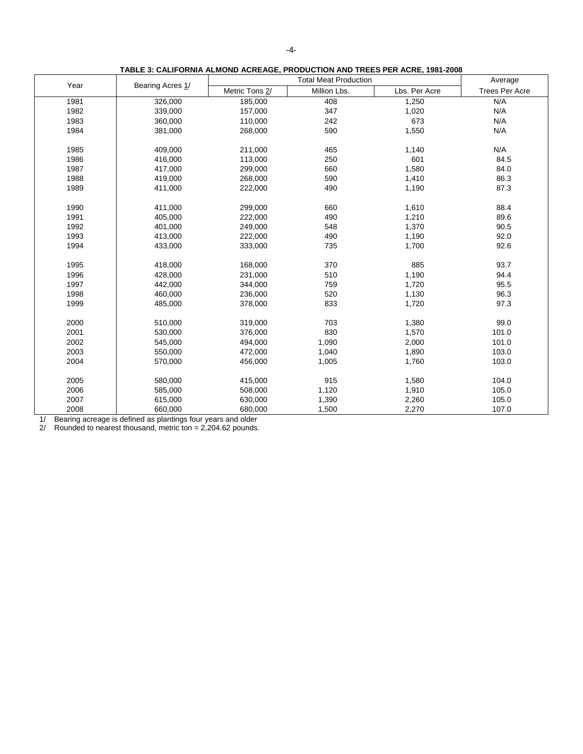**TABLE 3: CALIFORNIA ALMOND ACREAGE, PRODUCTION AND TREES PER ACRE, 1981-2008**

| Year | Bearing Acres 1/ | Total Meat Production | | | Average |
|---|---|---|---|---|---|
| | | Metric Tons 2/ | Million Lbs. | Lbs. Per Acre | Trees Per Acre |
| 1981 | 326,000 | 185,000 | 408 | 1,250 | N/A |
| 1982 | 339,000 | 157,000 | 347 | 1,020 | N/A |
| 1983 | 360,000 | 110,000 | 242 | 673 | N/A |
| 1984 | 381,000 | 268,000 | 590 | 1,550 | N/A |
| 1985 | 409,000 | 211,000 | 465 | 1,140 | N/A |
| 1986 | 416,000 | 113,000 | 250 | 601 | 84.5 |
| 1987 | 417,000 | 299,000 | 660 | 1,580 | 84.0 |
| 1988 | 419,000 | 268,000 | 590 | 1,410 | 86.3 |
| 1989 | 411,000 | 222,000 | 490 | 1,190 | 87.3 |
| 1990 | 411,000 | 299,000 | 660 | 1,610 | 88.4 |
| 1991 | 405,000 | 222,000 | 490 | 1,210 | 89.6 |
| 1992 | 401,000 | 249,000 | 548 | 1,370 | 90.5 |
| 1993 | 413,000 | 222,000 | 490 | 1,190 | 92.0 |
| 1994 | 433,000 | 333,000 | 735 | 1,700 | 92.6 |
| 1995 | 418,000 | 168,000 | 370 | 885 | 93.7 |
| 1996 | 428,000 | 231,000 | 510 | 1,190 | 94.4 |
| 1997 | 442,000 | 344,000 | 759 | 1,720 | 95.5 |
| 1998 | 460,000 | 236,000 | 520 | 1,130 | 96.3 |
| 1999 | 485,000 | 378,000 | 833 | 1,720 | 97.3 |
| 2000 | 510,000 | 319,000 | 703 | 1,380 | 99.0 |
| 2001 | 530,000 | 376,000 | 830 | 1,570 | 101.0 |
| 2002 | 545,000 | 494,000 | 1,090 | 2,000 | 101.0 |
| 2003 | 550,000 | 472,000 | 1,040 | 1,890 | 103.0 |
| 2004 | 570,000 | 456,000 | 1,005 | 1,760 | 103.0 |
| 2005 | 580,000 | 415,000 | 915 | 1,580 | 104.0 |
| 2006 | 585,000 | 508,000 | 1,120 | 1,910 | 105.0 |
| 2007 | 615,000 | 630,000 | 1,390 | 2,260 | 105.0 |
| 2008 | 660,000 | 680,000 | 1,500 | 2,270 | 107.0 |

1/ Bearing acreage is defined as plantings four years and older

2/ Rounded to nearest thousand, metric ton = 2,204.62 pounds.